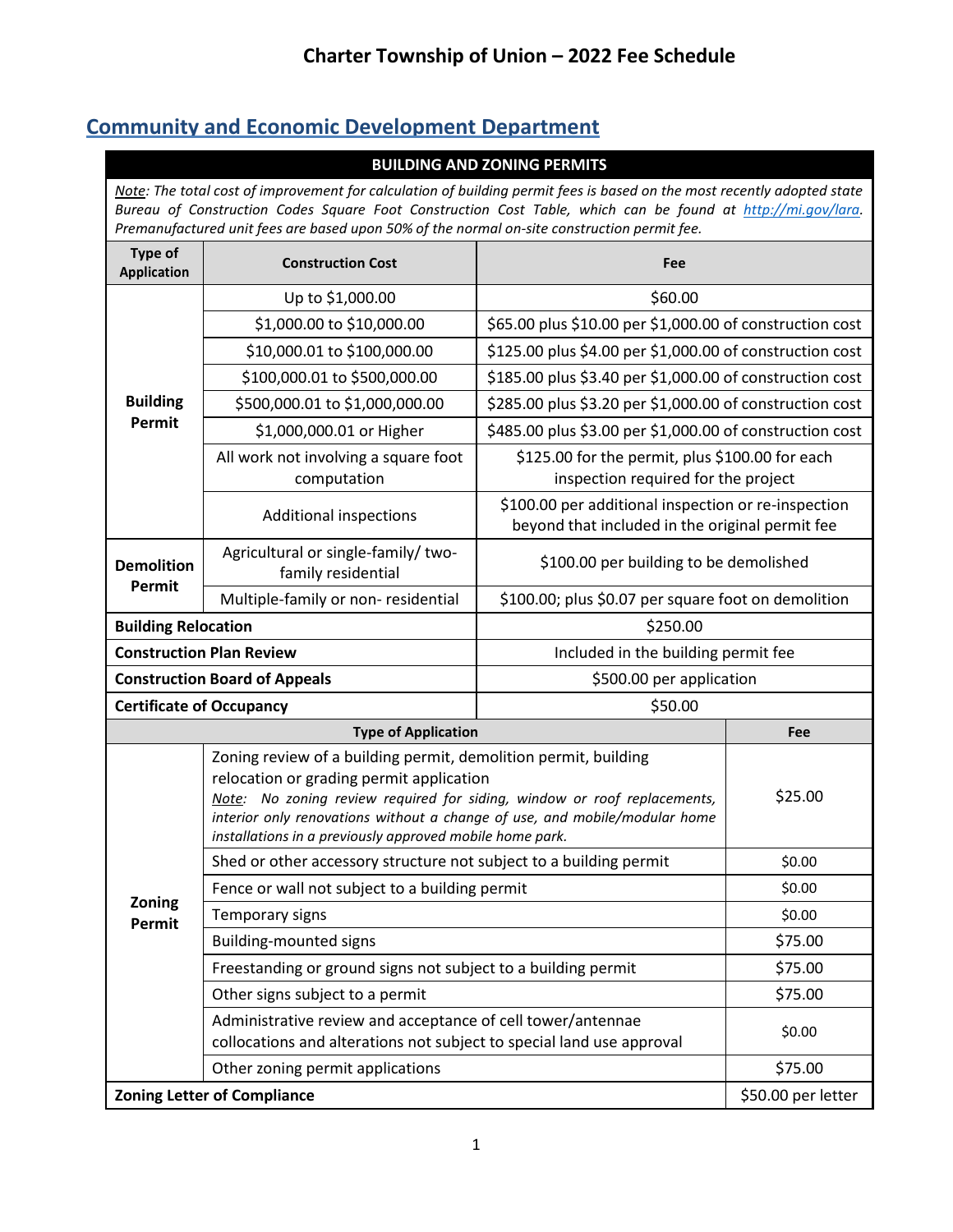# Charter Township of Union – 2022 Fee Schedule

## Community and Economic Development Department

**BUILDING AND ZONING PERMITS**

*Note: The total cost of improvement for calculation of building permit fees is based on the most recently adopted state Bureau of Construction Codes Square Foot Construction Cost Table, which can be found at http://mi.gov/lara. Premanufactured unit fees are based upon 50% of the normal on-site construction permit fee.*

| Type of Application | Construction Cost | Fee |
|---|---|---|
| **Building Permit** | Up to $1,000.00 | $60.00 |
| | $1,000.00 to $10,000.00 | $65.00 plus $10.00 per $1,000.00 of construction cost |
| | $10,000.01 to $100,000.00 | $125.00 plus $4.00 per $1,000.00 of construction cost |
| | $100,000.01 to $500,000.00 | $185.00 plus $3.40 per $1,000.00 of construction cost |
| | $500,000.01 to $1,000,000.00 | $285.00 plus $3.20 per $1,000.00 of construction cost |
| | $1,000,000.01 or Higher | $485.00 plus $3.00 per $1,000.00 of construction cost |
| | All work not involving a square foot computation | $125.00 for the permit, plus $100.00 for each inspection required for the project |
| | Additional inspections | $100.00 per additional inspection or re-inspection beyond that included in the original permit fee |
| **Demolition Permit** | Agricultural or single-family/ two-family residential | $100.00 per building to be demolished |
| | Multiple-family or non- residential | $100.00; plus $0.07 per square foot on demolition |
| **Building Relocation** | | $250.00 |
| **Construction Plan Review** | | Included in the building permit fee |
| **Construction Board of Appeals** | | $500.00 per application |
| **Certificate of Occupancy** | | $50.00 |

| Type of Application | | Fee |
|---|---|---|
| **Zoning Permit** | Zoning review of a building permit, demolition permit, building relocation or grading permit application<br>*Note: No zoning review required for siding, window or roof replacements, interior only renovations without a change of use, and mobile/modular home installations in a previously approved mobile home park.* | $25.00 |
| | Shed or other accessory structure not subject to a building permit | $0.00 |
| | Fence or wall not subject to a building permit | $0.00 |
| | Temporary signs | $0.00 |
| | Building-mounted signs | $75.00 |
| | Freestanding or ground signs not subject to a building permit | $75.00 |
| | Other signs subject to a permit | $75.00 |
| | Administrative review and acceptance of cell tower/antennae collocations and alterations not subject to special land use approval | $0.00 |
| | Other zoning permit applications | $75.00 |
| **Zoning Letter of Compliance** | | $50.00 per letter |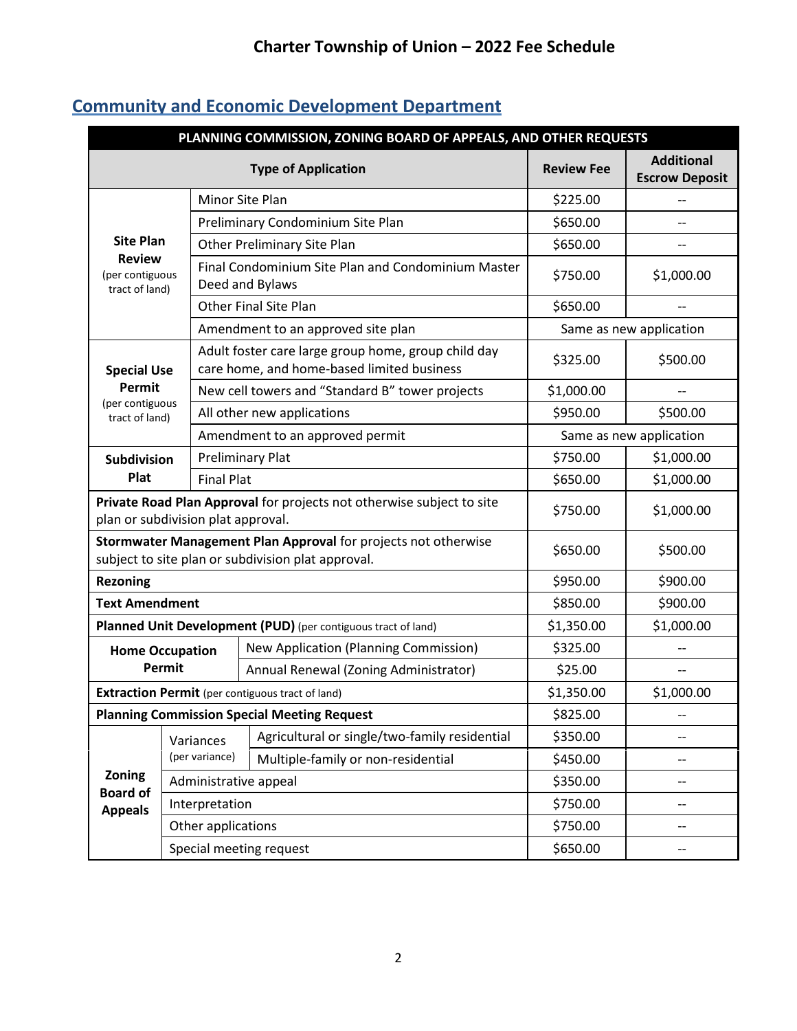# Charter Township of Union – 2022 Fee Schedule

## Community and Economic Development Department

| PLANNING COMMISSION, ZONING BOARD OF APPEALS, AND OTHER REQUESTS | | | |
|---|---|---|---|
| **Type of Application** | | **Review Fee** | **Additional Escrow Deposit** |
| **Site Plan Review** (per contiguous tract of land) | Minor Site Plan | $225.00 | -- |
| | Preliminary Condominium Site Plan | $650.00 | -- |
| | Other Preliminary Site Plan | $650.00 | -- |
| | Final Condominium Site Plan and Condominium Master Deed and Bylaws | $750.00 | $1,000.00 |
| | Other Final Site Plan | $650.00 | -- |
| | Amendment to an approved site plan | Same as new application | |
| **Special Use Permit** (per contiguous tract of land) | Adult foster care large group home, group child day care home, and home-based limited business | $325.00 | $500.00 |
| | New cell towers and "Standard B" tower projects | $1,000.00 | -- |
| | All other new applications | $950.00 | $500.00 |
| | Amendment to an approved permit | Same as new application | |
| **Subdivision Plat** | Preliminary Plat | $750.00 | $1,000.00 |
| | Final Plat | $650.00 | $1,000.00 |
| **Private Road Plan Approval** for projects not otherwise subject to site plan or subdivision plat approval. | | $750.00 | $1,000.00 |
| **Stormwater Management Plan Approval** for projects not otherwise subject to site plan or subdivision plat approval. | | $650.00 | $500.00 |
| **Rezoning** | | $950.00 | $900.00 |
| **Text Amendment** | | $850.00 | $900.00 |
| **Planned Unit Development (PUD)** (per contiguous tract of land) | | $1,350.00 | $1,000.00 |
| **Home Occupation Permit** | New Application (Planning Commission) | $325.00 | -- |
| | Annual Renewal (Zoning Administrator) | $25.00 | -- |
| **Extraction Permit** (per contiguous tract of land) | | $1,350.00 | $1,000.00 |
| **Planning Commission Special Meeting Request** | | $825.00 | -- |
| **Zoning Board of Appeals** | Variances (per variance) – Agricultural or single/two-family residential | $350.00 | -- |
| | Variances (per variance) – Multiple-family or non-residential | $450.00 | -- |
| | Administrative appeal | $350.00 | -- |
| | Interpretation | $750.00 | -- |
| | Other applications | $750.00 | -- |
| | Special meeting request | $650.00 | -- |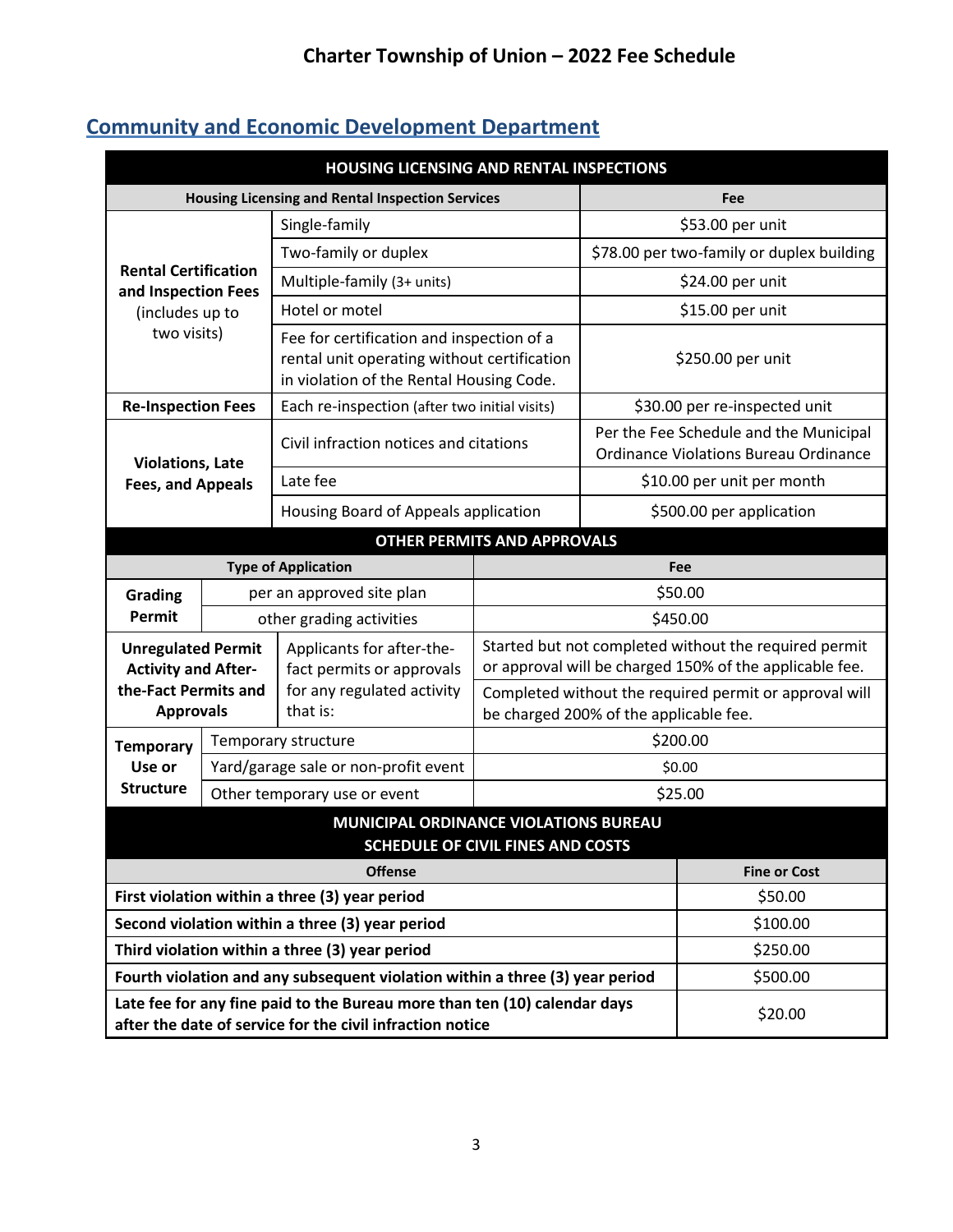# Charter Township of Union – 2022 Fee Schedule

## Community and Economic Development Department

| HOUSING LICENSING AND RENTAL INSPECTIONS | | |
|---|---|---|
| **Housing Licensing and Rental Inspection Services** | | **Fee** |
| **Rental Certification and Inspection Fees** (includes up to two visits) | Single-family | $53.00 per unit |
| | Two-family or duplex | $78.00 per two-family or duplex building |
| | Multiple-family (3+ units) | $24.00 per unit |
| | Hotel or motel | $15.00 per unit |
| | Fee for certification and inspection of a rental unit operating without certification in violation of the Rental Housing Code. | $250.00 per unit |
| **Re-Inspection Fees** | Each re-inspection (after two initial visits) | $30.00 per re-inspected unit |
| **Violations, Late Fees, and Appeals** | Civil infraction notices and citations | Per the Fee Schedule and the Municipal Ordinance Violations Bureau Ordinance |
| | Late fee | $10.00 per unit per month |
| | Housing Board of Appeals application | $500.00 per application |

| OTHER PERMITS AND APPROVALS | | |
|---|---|---|
| **Type of Application** | | **Fee** |
| **Grading Permit** | per an approved site plan | $50.00 |
| | other grading activities | $450.00 |
| **Unregulated Permit Activity and After-the-Fact Permits and Approvals** | Applicants for after-the-fact permits or approvals for any regulated activity that is: | Started but not completed without the required permit or approval will be charged 150% of the applicable fee. |
| | | Completed without the required permit or approval will be charged 200% of the applicable fee. |
| **Temporary Use or Structure** | Temporary structure | $200.00 |
| | Yard/garage sale or non-profit event | $0.00 |
| | Other temporary use or event | $25.00 |

| MUNICIPAL ORDINANCE VIOLATIONS BUREAU SCHEDULE OF CIVIL FINES AND COSTS | |
|---|---|
| **Offense** | **Fine or Cost** |
| **First violation within a three (3) year period** | $50.00 |
| **Second violation within a three (3) year period** | $100.00 |
| **Third violation within a three (3) year period** | $250.00 |
| **Fourth violation and any subsequent violation within a three (3) year period** | $500.00 |
| **Late fee for any fine paid to the Bureau more than ten (10) calendar days after the date of service for the civil infraction notice** | $20.00 |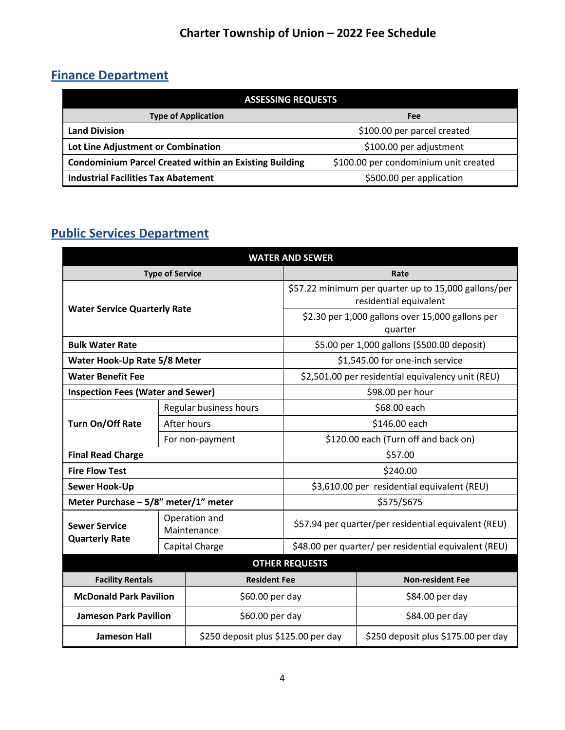# Charter Township of Union – 2022 Fee Schedule

## Finance Department

| ASSESSING REQUESTS | |
|---|---|
| **Type of Application** | **Fee** |
| **Land Division** | $100.00 per parcel created |
| **Lot Line Adjustment or Combination** | $100.00 per adjustment |
| **Condominium Parcel Created within an Existing Building** | $100.00 per condominium unit created |
| **Industrial Facilities Tax Abatement** | $500.00 per application |

## Public Services Department

| WATER AND SEWER | | |
|---|---|---|
| **Type of Service** | | **Rate** |
| **Water Service Quarterly Rate** | | $57.22 minimum per quarter up to 15,000 gallons/per residential equivalent |
| | | $2.30 per 1,000 gallons over 15,000 gallons per quarter |
| **Bulk Water Rate** | | $5.00 per 1,000 gallons ($500.00 deposit) |
| **Water Hook-Up Rate 5/8 Meter** | | $1,545.00 for one-inch service |
| **Water Benefit Fee** | | $2,501.00 per residential equivalency unit (REU) |
| **Inspection Fees (Water and Sewer)** | | $98.00 per hour |
| **Turn On/Off Rate** | Regular business hours | $68.00 each |
| | After hours | $146.00 each |
| | For non-payment | $120.00 each (Turn off and back on) |
| **Final Read Charge** | | $57.00 |
| **Fire Flow Test** | | $240.00 |
| **Sewer Hook-Up** | | $3,610.00 per residential equivalent (REU) |
| **Meter Purchase – 5/8" meter/1" meter** | | $575/$675 |
| **Sewer Service Quarterly Rate** | Operation and Maintenance | $57.94 per quarter/per residential equivalent (REU) |
| | Capital Charge | $48.00 per quarter/ per residential equivalent (REU) |

| OTHER REQUESTS | | |
|---|---|---|
| **Facility Rentals** | **Resident Fee** | **Non-resident Fee** |
| **McDonald Park Pavilion** | $60.00 per day | $84.00 per day |
| **Jameson Park Pavilion** | $60.00 per day | $84.00 per day |
| **Jameson Hall** | $250 deposit plus $125.00 per day | $250 deposit plus $175.00 per day |